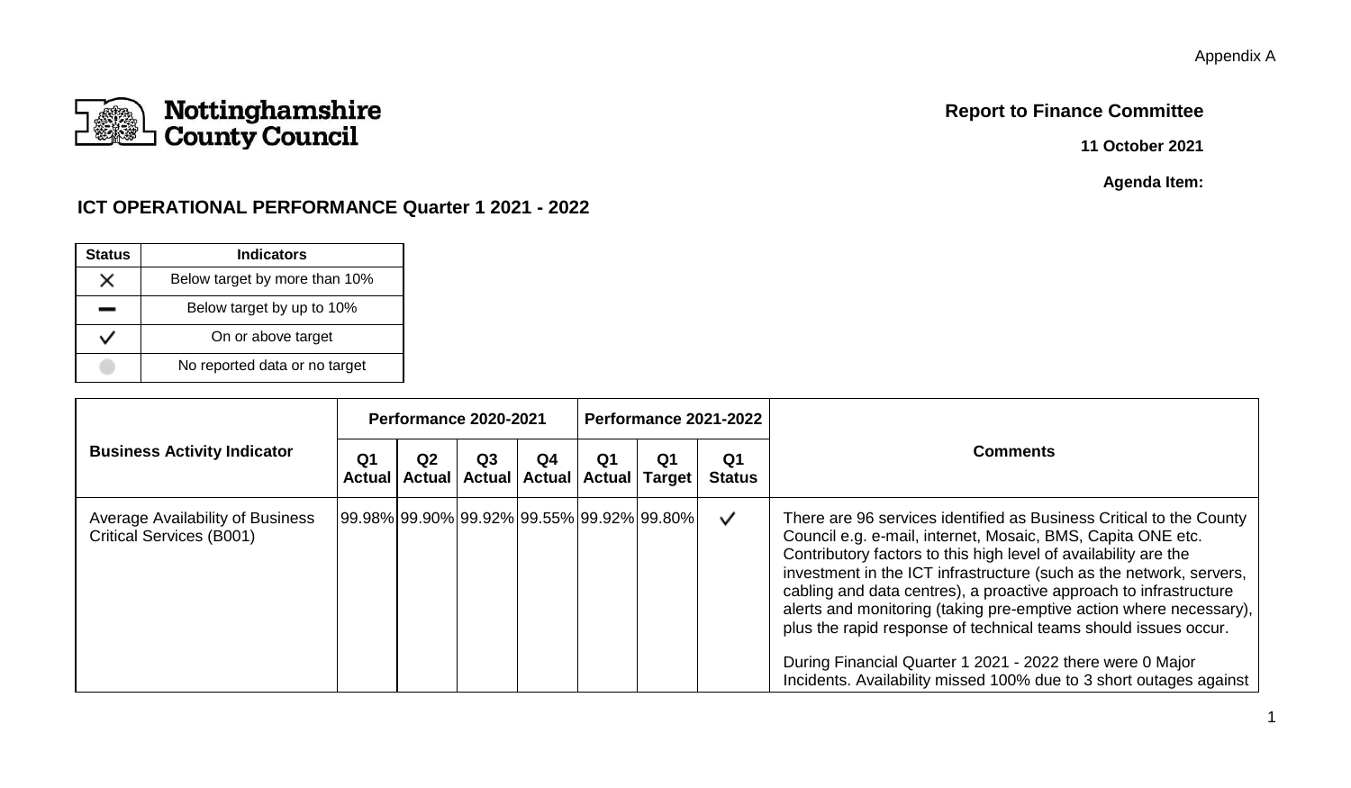Appendix A

Nottinghamshire County Council

**Report to Finance Committee**

**11 October 2021**

**Agenda Item:**

## ICT OPERATIONAL PERFORMANCE Quarter 1 2021 - 2022

| Status | Indicators |
|---|---|
| ✕ | Below target by more than 10% |
| ▬ | Below target by up to 10% |
| ✓ | On or above target |
| ● | No reported data or no target |

| Business Activity Indicator | Performance 2020-2021 | | | | Performance 2021-2022 | | | Comments |
|---|---|---|---|---|---|---|---|---|
| | Q1 Actual | Q2 Actual | Q3 Actual | Q4 Actual | Q1 Actual | Q1 Target | Q1 Status | |
| Average Availability of Business Critical Services (B001) | 99.98% | 99.90% | 99.92% | 99.55% | 99.92% | 99.80% | ✓ | There are 96 services identified as Business Critical to the County Council e.g. e-mail, internet, Mosaic, BMS, Capita ONE etc. Contributory factors to this high level of availability are the investment in the ICT infrastructure (such as the network, servers, cabling and data centres), a proactive approach to infrastructure alerts and monitoring (taking pre-emptive action where necessary), plus the rapid response of technical teams should issues occur.<br><br>During Financial Quarter 1 2021 - 2022 there were 0 Major Incidents. Availability missed 100% due to 3 short outages against |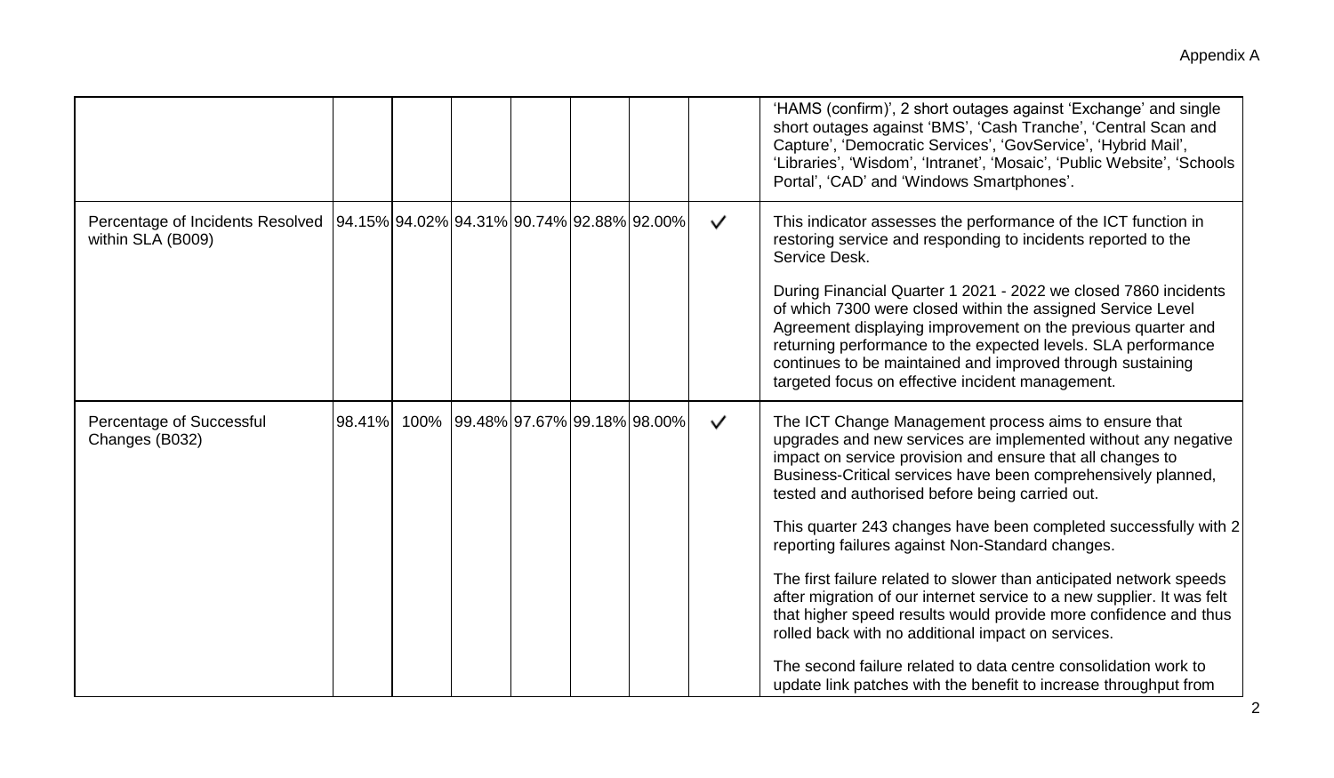"Appendix A" header omitted.

| | | | | | | | | |
|---|---|---|---|---|---|---|---|---|
| | | | | | | | | 'HAMS (confirm)', 2 short outages against 'Exchange' and single short outages against 'BMS', 'Cash Tranche', 'Central Scan and Capture', 'Democratic Services', 'GovService', 'Hybrid Mail', 'Libraries', 'Wisdom', 'Intranet', 'Mosaic', 'Public Website', 'Schools Portal', 'CAD' and 'Windows Smartphones'. |
| Percentage of Incidents Resolved within SLA (B009) | 94.15% | 94.02% | 94.31% | 90.74% | 92.88% | 92.00% | ✓ | This indicator assesses the performance of the ICT function in restoring service and responding to incidents reported to the Service Desk.<br><br>During Financial Quarter 1 2021 - 2022 we closed 7860 incidents of which 7300 were closed within the assigned Service Level Agreement displaying improvement on the previous quarter and returning performance to the expected levels. SLA performance continues to be maintained and improved through sustaining targeted focus on effective incident management. |
| Percentage of Successful Changes (B032) | 98.41% | 100% | 99.48% | 97.67% | 99.18% | 98.00% | ✓ | The ICT Change Management process aims to ensure that upgrades and new services are implemented without any negative impact on service provision and ensure that all changes to Business-Critical services have been comprehensively planned, tested and authorised before being carried out.<br><br>This quarter 243 changes have been completed successfully with 2 reporting failures against Non-Standard changes.<br><br>The first failure related to slower than anticipated network speeds after migration of our internet service to a new supplier. It was felt that higher speed results would provide more confidence and thus rolled back with no additional impact on services.<br><br>The second failure related to data centre consolidation work to update link patches with the benefit to increase throughput from |

| | | | | | | | | |
|---|---|---|---|---|---|---|---|---|
| | | | | | | | | 'HAMS (confirm)', 2 short outages against 'Exchange' and single short outages against 'BMS', 'Cash Tranche', 'Central Scan and Capture', 'Democratic Services', 'GovService', 'Hybrid Mail', 'Libraries', 'Wisdom', 'Intranet', 'Mosaic', 'Public Website', 'Schools Portal', 'CAD' and 'Windows Smartphones'. |
| Percentage of Incidents Resolved within SLA (B009) | 94.15% | 94.02% | 94.31% | 90.74% | 92.88% | 92.00% | ✓ | This indicator assesses the performance of the ICT function in restoring service and responding to incidents reported to the Service Desk.<br><br>During Financial Quarter 1 2021 - 2022 we closed 7860 incidents of which 7300 were closed within the assigned Service Level Agreement displaying improvement on the previous quarter and returning performance to the expected levels. SLA performance continues to be maintained and improved through sustaining targeted focus on effective incident management. |
| Percentage of Successful Changes (B032) | 98.41% | 100% | 99.48% | 97.67% | 99.18% | 98.00% | ✓ | The ICT Change Management process aims to ensure that upgrades and new services are implemented without any negative impact on service provision and ensure that all changes to Business-Critical services have been comprehensively planned, tested and authorised before being carried out.<br><br>This quarter 243 changes have been completed successfully with 2 reporting failures against Non-Standard changes.<br><br>The first failure related to slower than anticipated network speeds after migration of our internet service to a new supplier. It was felt that higher speed results would provide more confidence and thus rolled back with no additional impact on services.<br><br>The second failure related to data centre consolidation work to update link patches with the benefit to increase throughput from |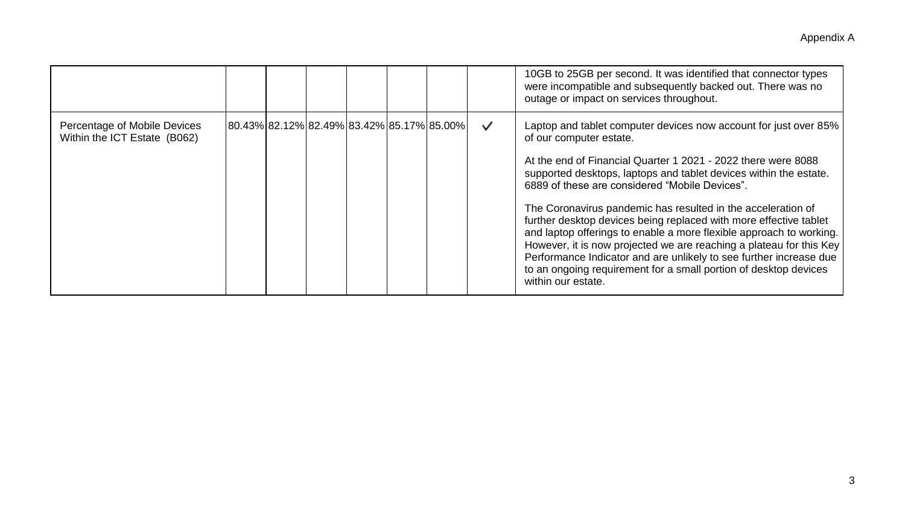Appendix A

| | | | | | | | | |
|---|---|---|---|---|---|---|---|---|
| | | | | | | | | 10GB to 25GB per second. It was identified that connector types were incompatible and subsequently backed out. There was no outage or impact on services throughout. |
| Percentage of Mobile Devices Within the ICT Estate (B062) | 80.43% | 82.12% | 82.49% | 83.42% | 85.17% | 85.00% | ✓ | Laptop and tablet computer devices now account for just over 85% of our computer estate.<br><br>At the end of Financial Quarter 1 2021 - 2022 there were 8088 supported desktops, laptops and tablet devices within the estate. 6889 of these are considered “Mobile Devices”.<br><br>The Coronavirus pandemic has resulted in the acceleration of further desktop devices being replaced with more effective tablet and laptop offerings to enable a more flexible approach to working. However, it is now projected we are reaching a plateau for this Key Performance Indicator and are unlikely to see further increase due to an ongoing requirement for a small portion of desktop devices within our estate. |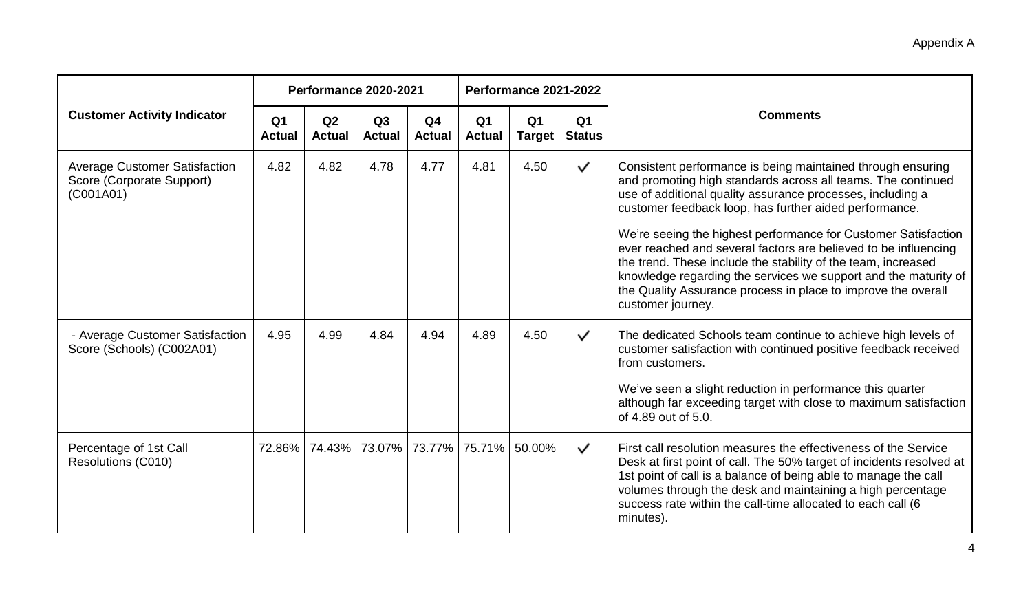Appendix A

| Customer Activity Indicator | Performance 2020-2021 | | | | Performance 2021-2022 | | | Comments |
|---|---|---|---|---|---|---|---|---|
| | Q1 Actual | Q2 Actual | Q3 Actual | Q4 Actual | Q1 Actual | Q1 Target | Q1 Status | |
| Average Customer Satisfaction Score (Corporate Support) (C001A01) | 4.82 | 4.82 | 4.78 | 4.77 | 4.81 | 4.50 | ✓ | Consistent performance is being maintained through ensuring and promoting high standards across all teams. The continued use of additional quality assurance processes, including a customer feedback loop, has further aided performance.<br><br>We're seeing the highest performance for Customer Satisfaction ever reached and several factors are believed to be influencing the trend. These include the stability of the team, increased knowledge regarding the services we support and the maturity of the Quality Assurance process in place to improve the overall customer journey. |
| - Average Customer Satisfaction Score (Schools) (C002A01) | 4.95 | 4.99 | 4.84 | 4.94 | 4.89 | 4.50 | ✓ | The dedicated Schools team continue to achieve high levels of customer satisfaction with continued positive feedback received from customers.<br><br>We've seen a slight reduction in performance this quarter although far exceeding target with close to maximum satisfaction of 4.89 out of 5.0. |
| Percentage of 1st Call Resolutions (C010) | 72.86% | 74.43% | 73.07% | 73.77% | 75.71% | 50.00% | ✓ | First call resolution measures the effectiveness of the Service Desk at first point of call. The 50% target of incidents resolved at 1st point of call is a balance of being able to manage the call volumes through the desk and maintaining a high percentage success rate within the call-time allocated to each call (6 minutes). |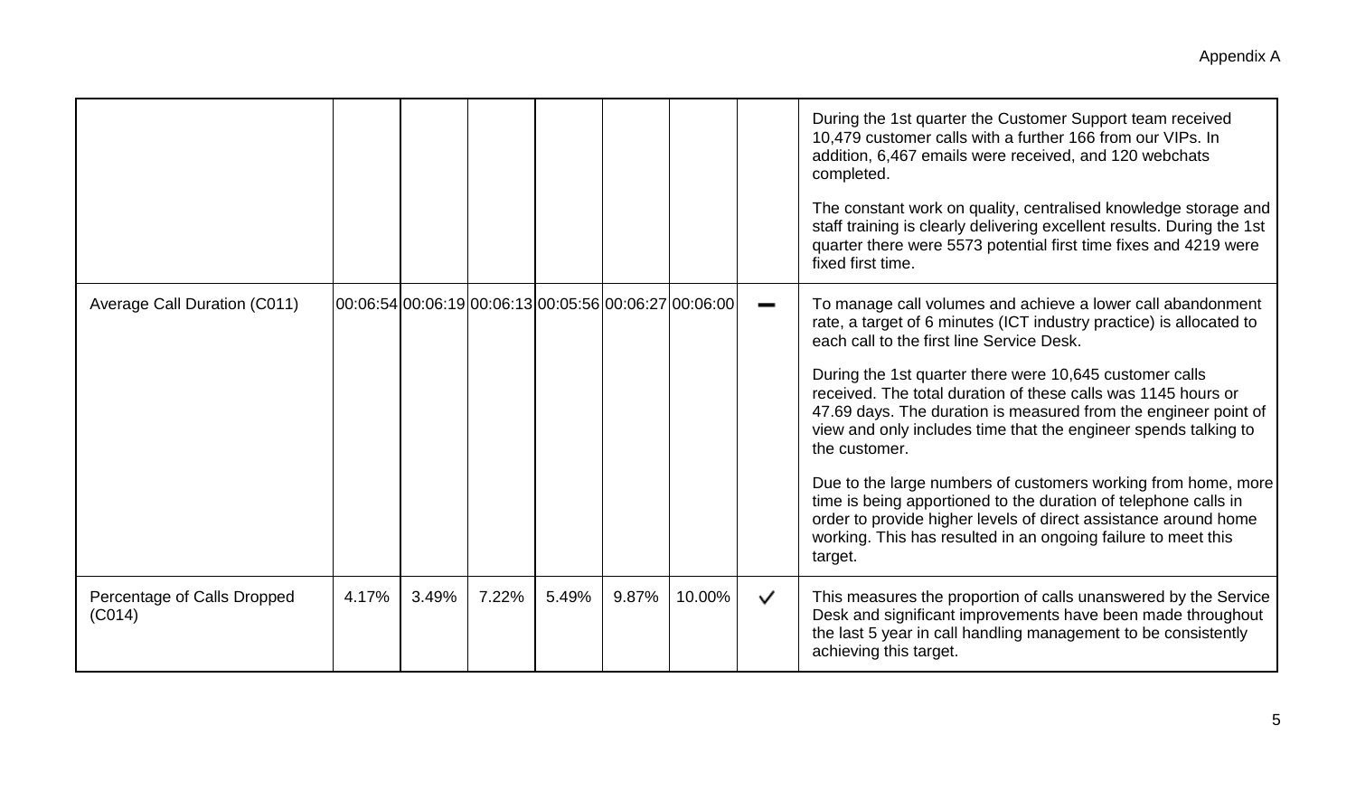| | | | | | | | | |
|---|---|---|---|---|---|---|---|---|
| | | | | | | | | During the 1st quarter the Customer Support team received 10,479 customer calls with a further 166 from our VIPs. In addition, 6,467 emails were received, and 120 webchats completed.<br><br>The constant work on quality, centralised knowledge storage and staff training is clearly delivering excellent results. During the 1st quarter there were 5573 potential first time fixes and 4219 were fixed first time. |
| Average Call Duration (C011) | 00:06:54 | 00:06:19 | 00:06:13 | 00:05:56 | 00:06:27 | 00:06:00 | ▬ | To manage call volumes and achieve a lower call abandonment rate, a target of 6 minutes (ICT industry practice) is allocated to each call to the first line Service Desk.<br><br>During the 1st quarter there were 10,645 customer calls received. The total duration of these calls was 1145 hours or 47.69 days. The duration is measured from the engineer point of view and only includes time that the engineer spends talking to the customer.<br><br>Due to the large numbers of customers working from home, more time is being apportioned to the duration of telephone calls in order to provide higher levels of direct assistance around home working. This has resulted in an ongoing failure to meet this target. |
| Percentage of Calls Dropped (C014) | 4.17% | 3.49% | 7.22% | 5.49% | 9.87% | 10.00% | ✓ | This measures the proportion of calls unanswered by the Service Desk and significant improvements have been made throughout the last 5 year in call handling management to be consistently achieving this target. |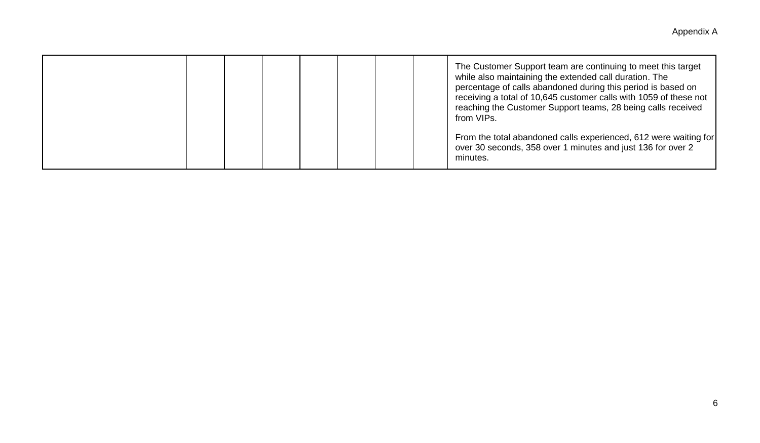| | | | | | | | | |
|---|---|---|---|---|---|---|---|---|
| | | | | | | | | The Customer Support team are continuing to meet this target while also maintaining the extended call duration. The percentage of calls abandoned during this period is based on receiving a total of 10,645 customer calls with 1059 of these not reaching the Customer Support teams, 28 being calls received from VIPs.<br><br>From the total abandoned calls experienced, 612 were waiting for over 30 seconds, 358 over 1 minutes and just 136 for over 2 minutes. |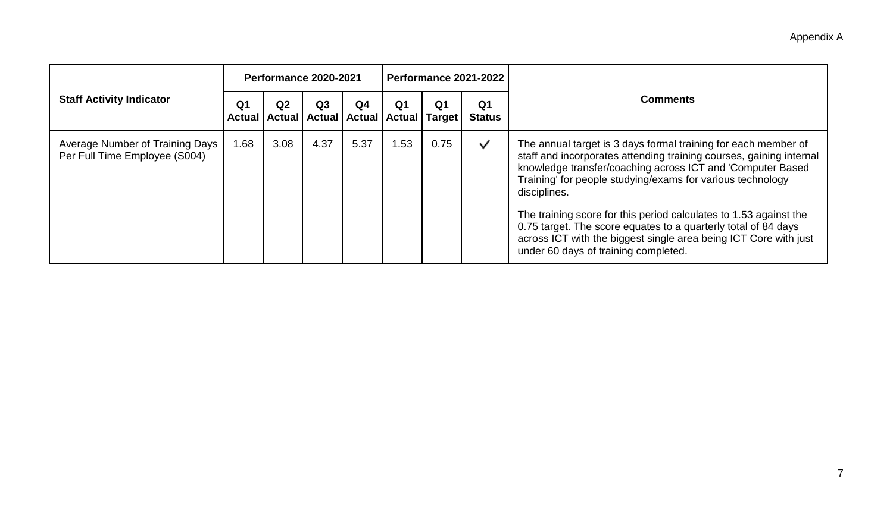Appendix A

| Staff Activity Indicator | Performance 2020-2021 | | | | Performance 2021-2022 | | | Comments |
|---|---|---|---|---|---|---|---|---|
| | Q1 Actual | Q2 Actual | Q3 Actual | Q4 Actual | Q1 Actual | Q1 Target | Q1 Status | |
| Average Number of Training Days Per Full Time Employee (S004) | 1.68 | 3.08 | 4.37 | 5.37 | 1.53 | 0.75 | ✓ | The annual target is 3 days formal training for each member of staff and incorporates attending training courses, gaining internal knowledge transfer/coaching across ICT and 'Computer Based Training' for people studying/exams for various technology disciplines. The training score for this period calculates to 1.53 against the 0.75 target. The score equates to a quarterly total of 84 days across ICT with the biggest single area being ICT Core with just under 60 days of training completed. |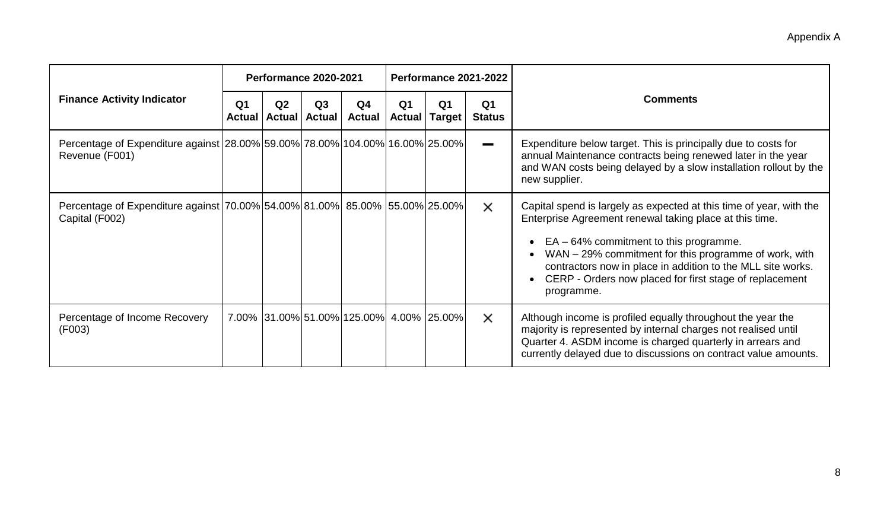Appendix A

| Finance Activity Indicator | Performance 2020-2021 | | | | Performance 2021-2022 | | | Comments |
|---|---|---|---|---|---|---|---|---|
| | Q1 Actual | Q2 Actual | Q3 Actual | Q4 Actual | Q1 Actual | Q1 Target | Q1 Status | |
| Percentage of Expenditure against Revenue (F001) | 28.00% | 59.00% | 78.00% | 104.00% | 16.00% | 25.00% | ▬ | Expenditure below target. This is principally due to costs for annual Maintenance contracts being renewed later in the year and WAN costs being delayed by a slow installation rollout by the new supplier. |
| Percentage of Expenditure against Capital (F002) | 70.00% | 54.00% | 81.00% | 85.00% | 55.00% | 25.00% | ✕ | Capital spend is largely as expected at this time of year, with the Enterprise Agreement renewal taking place at this time.<br>• EA – 64% commitment to this programme.<br>• WAN – 29% commitment for this programme of work, with contractors now in place in addition to the MLL site works.<br>• CERP - Orders now placed for first stage of replacement programme. |
| Percentage of Income Recovery (F003) | 7.00% | 31.00% | 51.00% | 125.00% | 4.00% | 25.00% | ✕ | Although income is profiled equally throughout the year the majority is represented by internal charges not realised until Quarter 4. ASDM income is charged quarterly in arrears and currently delayed due to discussions on contract value amounts. |